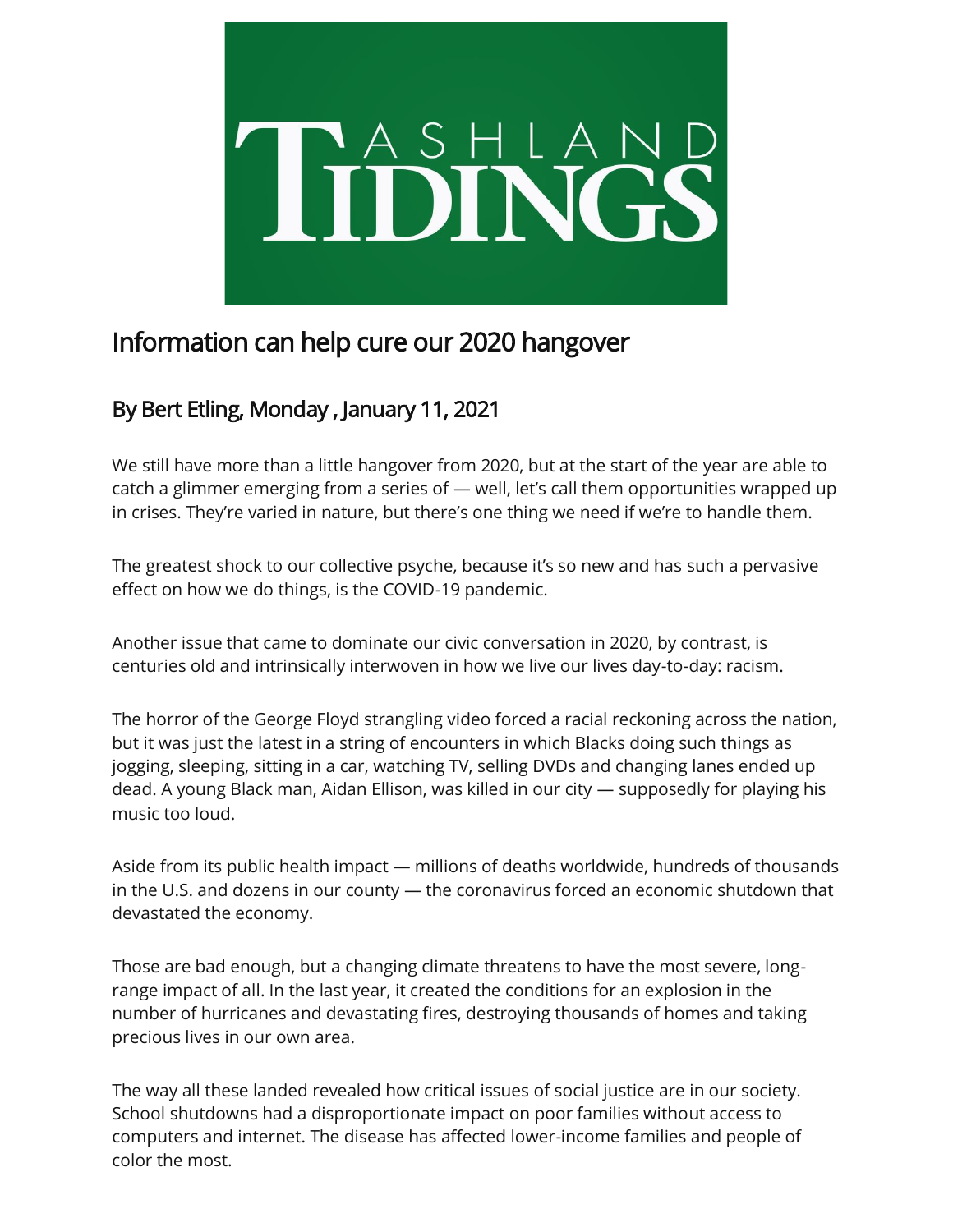# Information can help cure our 2020 hangover

## By Bert Etling, Monday , January 11, 2021

We still have more than a little hangover from 2020, but at the start of the year are able to catch a glimmer emerging from a series of — well, let's call them opportunities wrapped up in crises. They're varied in nature, but there's one thing we need if we're to handle them.

The greatest shock to our collective psyche, because it's so new and has such a pervasive effect on how we do things, is the COVID-19 pandemic.

Another issue that came to dominate our civic conversation in 2020, by contrast, is centuries old and intrinsically interwoven in how we live our lives day-to-day: racism.

The horror of the George Floyd strangling video forced a racial reckoning across the nation, but it was just the latest in a string of encounters in which Blacks doing such things as jogging, sleeping, sitting in a car, watching TV, selling DVDs and changing lanes ended up dead. A young Black man, Aidan Ellison, was killed in our city — supposedly for playing his music too loud.

Aside from its public health impact — millions of deaths worldwide, hundreds of thousands in the U.S. and dozens in our county — the coronavirus forced an economic shutdown that devastated the economy.

Those are bad enough, but a changing climate threatens to have the most severe, long-range impact of all. In the last year, it created the conditions for an explosion in the number of hurricanes and devastating fires, destroying thousands of homes and taking precious lives in our own area.

The way all these landed revealed how critical issues of social justice are in our society. School shutdowns had a disproportionate impact on poor families without access to computers and internet. The disease has affected lower-income families and people of color the most.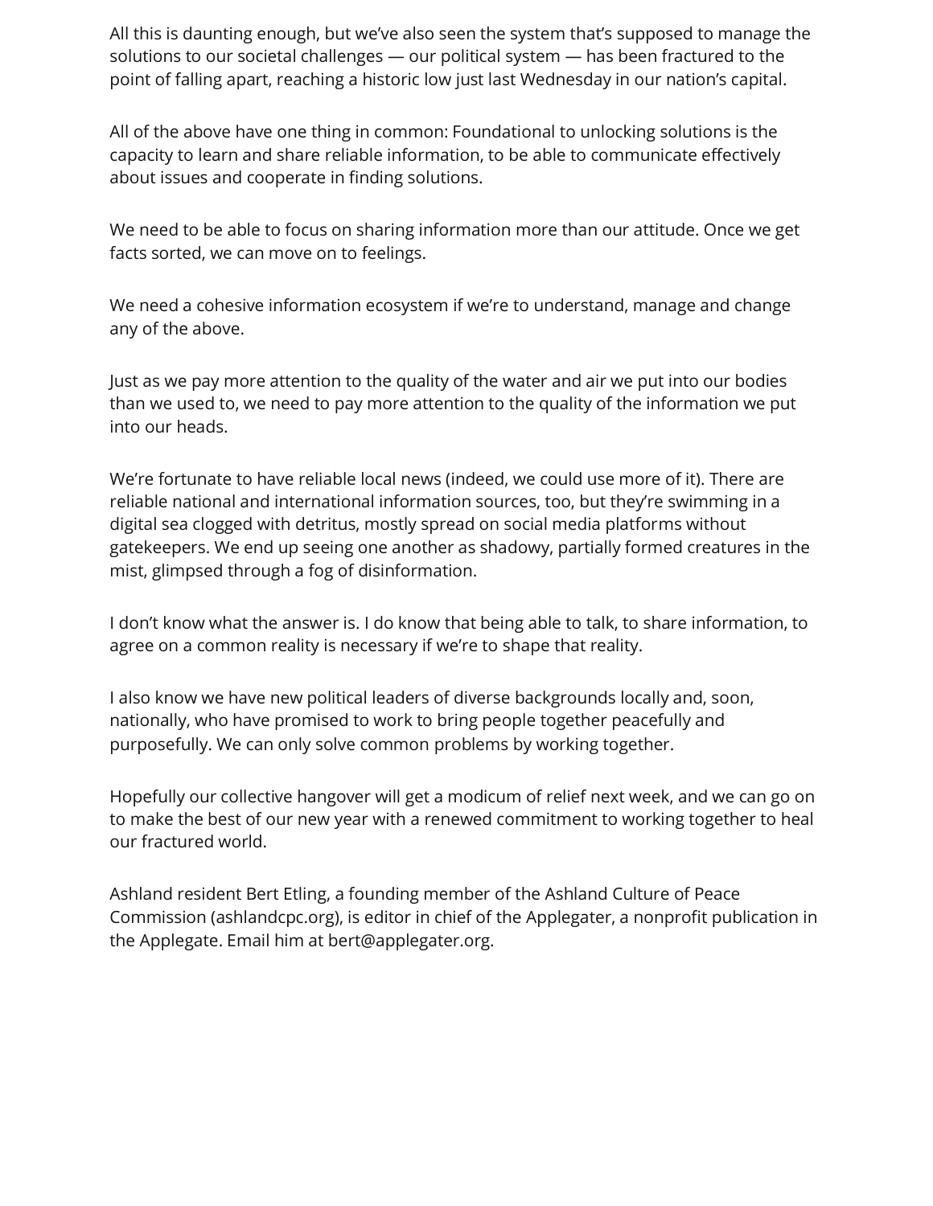All this is daunting enough, but we've also seen the system that's supposed to manage the solutions to our societal challenges — our political system — has been fractured to the point of falling apart, reaching a historic low just last Wednesday in our nation's capital.

All of the above have one thing in common: Foundational to unlocking solutions is the capacity to learn and share reliable information, to be able to communicate effectively about issues and cooperate in finding solutions.

We need to be able to focus on sharing information more than our attitude. Once we get facts sorted, we can move on to feelings.

We need a cohesive information ecosystem if we're to understand, manage and change any of the above.

Just as we pay more attention to the quality of the water and air we put into our bodies than we used to, we need to pay more attention to the quality of the information we put into our heads.

We're fortunate to have reliable local news (indeed, we could use more of it). There are reliable national and international information sources, too, but they're swimming in a digital sea clogged with detritus, mostly spread on social media platforms without gatekeepers. We end up seeing one another as shadowy, partially formed creatures in the mist, glimpsed through a fog of disinformation.

I don't know what the answer is. I do know that being able to talk, to share information, to agree on a common reality is necessary if we're to shape that reality.

I also know we have new political leaders of diverse backgrounds locally and, soon, nationally, who have promised to work to bring people together peacefully and purposefully. We can only solve common problems by working together.

Hopefully our collective hangover will get a modicum of relief next week, and we can go on to make the best of our new year with a renewed commitment to working together to heal our fractured world.

Ashland resident Bert Etling, a founding member of the Ashland Culture of Peace Commission (ashlandcpc.org), is editor in chief of the Applegater, a nonprofit publication in the Applegate. Email him at bert@applegater.org.